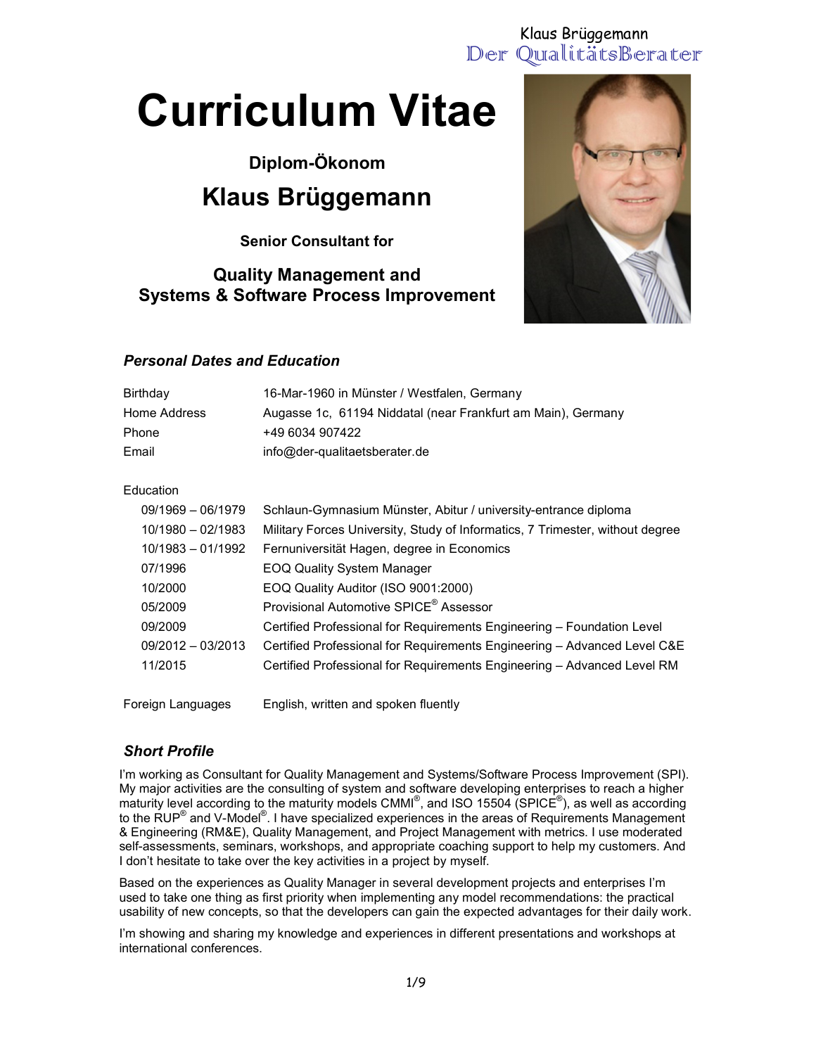# Curriculum Vitae

**Diplom-Ökonom**

## Klaus Brüggemann

**Senior Consultant for**

### Quality Management and Systems & Software Process Improvement

## *Personal Dates and Education*

| | |
|---|---|
| Birthday | 16-Mar-1960 in Münster / Westfalen, Germany |
| Home Address | Augasse 1c, 61194 Niddatal (near Frankfurt am Main), Germany |
| Phone | +49 6034 907422 |
| Email | info@der-qualitaetsberater.de |

Education

| | |
|---|---|
| 09/1969 – 06/1979 | Schlaun-Gymnasium Münster, Abitur / university-entrance diploma |
| 10/1980 – 02/1983 | Military Forces University, Study of Informatics, 7 Trimester, without degree |
| 10/1983 – 01/1992 | Fernuniversität Hagen, degree in Economics |
| 07/1996 | EOQ Quality System Manager |
| 10/2000 | EOQ Quality Auditor (ISO 9001:2000) |
| 05/2009 | Provisional Automotive SPICE® Assessor |
| 09/2009 | Certified Professional for Requirements Engineering – Foundation Level |
| 09/2012 – 03/2013 | Certified Professional for Requirements Engineering – Advanced Level C&E |
| 11/2015 | Certified Professional for Requirements Engineering – Advanced Level RM |

Foreign Languages: English, written and spoken fluently

## *Short Profile*

I'm working as Consultant for Quality Management and Systems/Software Process Improvement (SPI). My major activities are the consulting of system and software developing enterprises to reach a higher maturity level according to the maturity models CMMI®, and ISO 15504 (SPICE®), as well as according to the RUP® and V-Model®. I have specialized experiences in the areas of Requirements Management & Engineering (RM&E), Quality Management, and Project Management with metrics. I use moderated self-assessments, seminars, workshops, and appropriate coaching support to help my customers. And I don't hesitate to take over the key activities in a project by myself.

Based on the experiences as Quality Manager in several development projects and enterprises I'm used to take one thing as first priority when implementing any model recommendations: the practical usability of new concepts, so that the developers can gain the expected advantages for their daily work.

I'm showing and sharing my knowledge and experiences in different presentations and workshops at international conferences.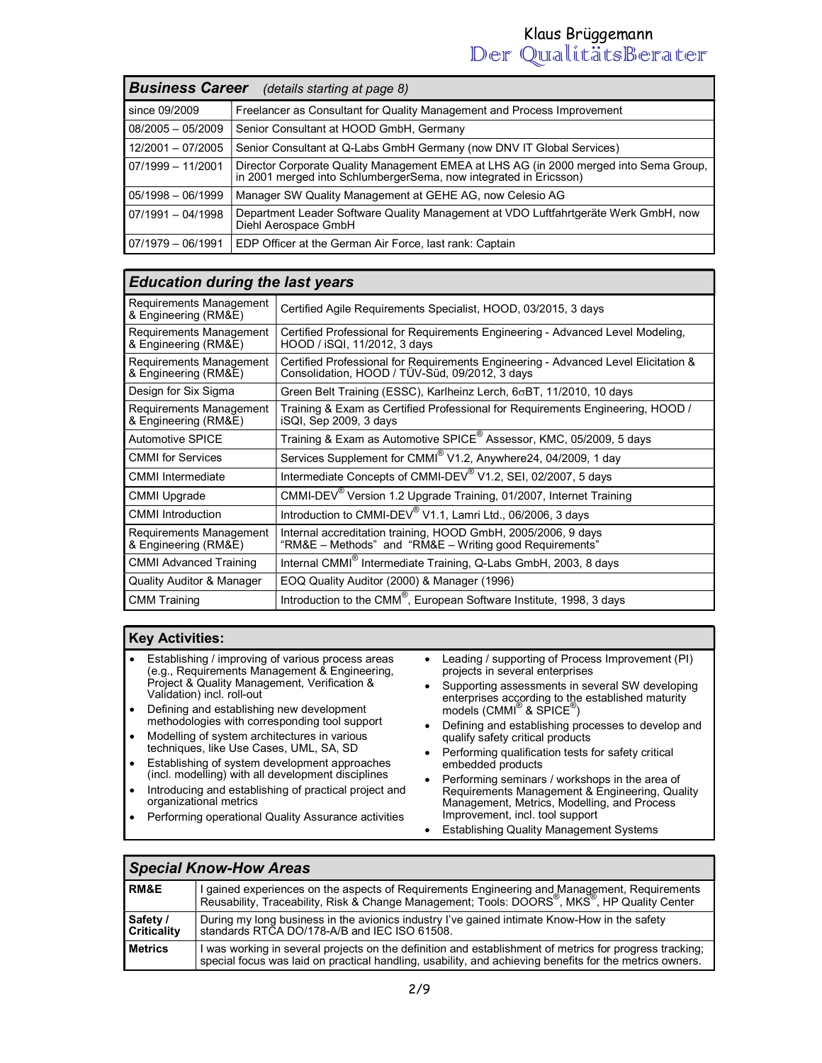| **Business Career** *(details starting at page 8)* | |
|---|---|
| since 09/2009 | Freelancer as Consultant for Quality Management and Process Improvement |
| 08/2005 – 05/2009 | Senior Consultant at HOOD GmbH, Germany |
| 12/2001 – 07/2005 | Senior Consultant at Q-Labs GmbH Germany (now DNV IT Global Services) |
| 07/1999 – 11/2001 | Director Corporate Quality Management EMEA at LHS AG (in 2000 merged into Sema Group, in 2001 merged into SchlumbergerSema, now integrated in Ericsson) |
| 05/1998 – 06/1999 | Manager SW Quality Management at GEHE AG, now Celesio AG |
| 07/1991 – 04/1998 | Department Leader Software Quality Management at VDO Luftfahrtgeräte Werk GmbH, now Diehl Aerospace GmbH |
| 07/1979 – 06/1991 | EDP Officer at the German Air Force, last rank: Captain |

| ***Education during the last years*** | |
|---|---|
| Requirements Management & Engineering (RM&E) | Certified Agile Requirements Specialist, HOOD, 03/2015, 3 days |
| Requirements Management & Engineering (RM&E) | Certified Professional for Requirements Engineering - Advanced Level Modeling, HOOD / iSQI, 11/2012, 3 days |
| Requirements Management & Engineering (RM&E) | Certified Professional for Requirements Engineering - Advanced Level Elicitation & Consolidation, HOOD / TÜV-Süd, 09/2012, 3 days |
| Design for Six Sigma | Green Belt Training (ESSC), Karlheinz Lerch, 6σBT, 11/2010, 10 days |
| Requirements Management & Engineering (RM&E) | Training & Exam as Certified Professional for Requirements Engineering, HOOD / iSQI, Sep 2009, 3 days |
| Automotive SPICE | Training & Exam as Automotive SPICE® Assessor, KMC, 05/2009, 5 days |
| CMMI for Services | Services Supplement for CMMI® V1.2, Anywhere24, 04/2009, 1 day |
| CMMI Intermediate | Intermediate Concepts of CMMI-DEV® V1.2, SEI, 02/2007, 5 days |
| CMMI Upgrade | CMMI-DEV® Version 1.2 Upgrade Training, 01/2007, Internet Training |
| CMMI Introduction | Introduction to CMMI-DEV® V1.1, Lamri Ltd., 06/2006, 3 days |
| Requirements Management & Engineering (RM&E) | Internal accreditation training, HOOD GmbH, 2005/2006, 9 days "RM&E – Methods" and "RM&E – Writing good Requirements" |
| CMMI Advanced Training | Internal CMMI® Intermediate Training, Q-Labs GmbH, 2003, 8 days |
| Quality Auditor & Manager | EOQ Quality Auditor (2000) & Manager (1996) |
| CMM Training | Introduction to the CMM®, European Software Institute, 1998, 3 days |

## Key Activities:

- Establishing / improving of various process areas (e.g., Requirements Management & Engineering, Project & Quality Management, Verification & Validation) incl. roll-out
- Defining and establishing new development methodologies with corresponding tool support
- Modelling of system architectures in various techniques, like Use Cases, UML, SA, SD
- Establishing of system development approaches (incl. modelling) with all development disciplines
- Introducing and establishing of practical project and organizational metrics
- Performing operational Quality Assurance activities
- Leading / supporting of Process Improvement (PI) projects in several enterprises
- Supporting assessments in several SW developing enterprises according to the established maturity models (CMMI® & SPICE®)
- Defining and establishing processes to develop and qualify safety critical products
- Performing qualification tests for safety critical embedded products
- Performing seminars / workshops in the area of Requirements Management & Engineering, Quality Management, Metrics, Modelling, and Process Improvement, incl. tool support
- Establishing Quality Management Systems

| ***Special Know-How Areas*** | |
|---|---|
| **RM&E** | I gained experiences on the aspects of Requirements Engineering and Management, Requirements Reusability, Traceability, Risk & Change Management; Tools: DOORS®, MKS®, HP Quality Center |
| **Safety / Criticality** | During my long business in the avionics industry I've gained intimate Know-How in the safety standards RTCA DO/178-A/B and IEC ISO 61508. |
| **Metrics** | I was working in several projects on the definition and establishment of metrics for progress tracking; special focus was laid on practical handling, usability, and achieving benefits for the metrics owners. |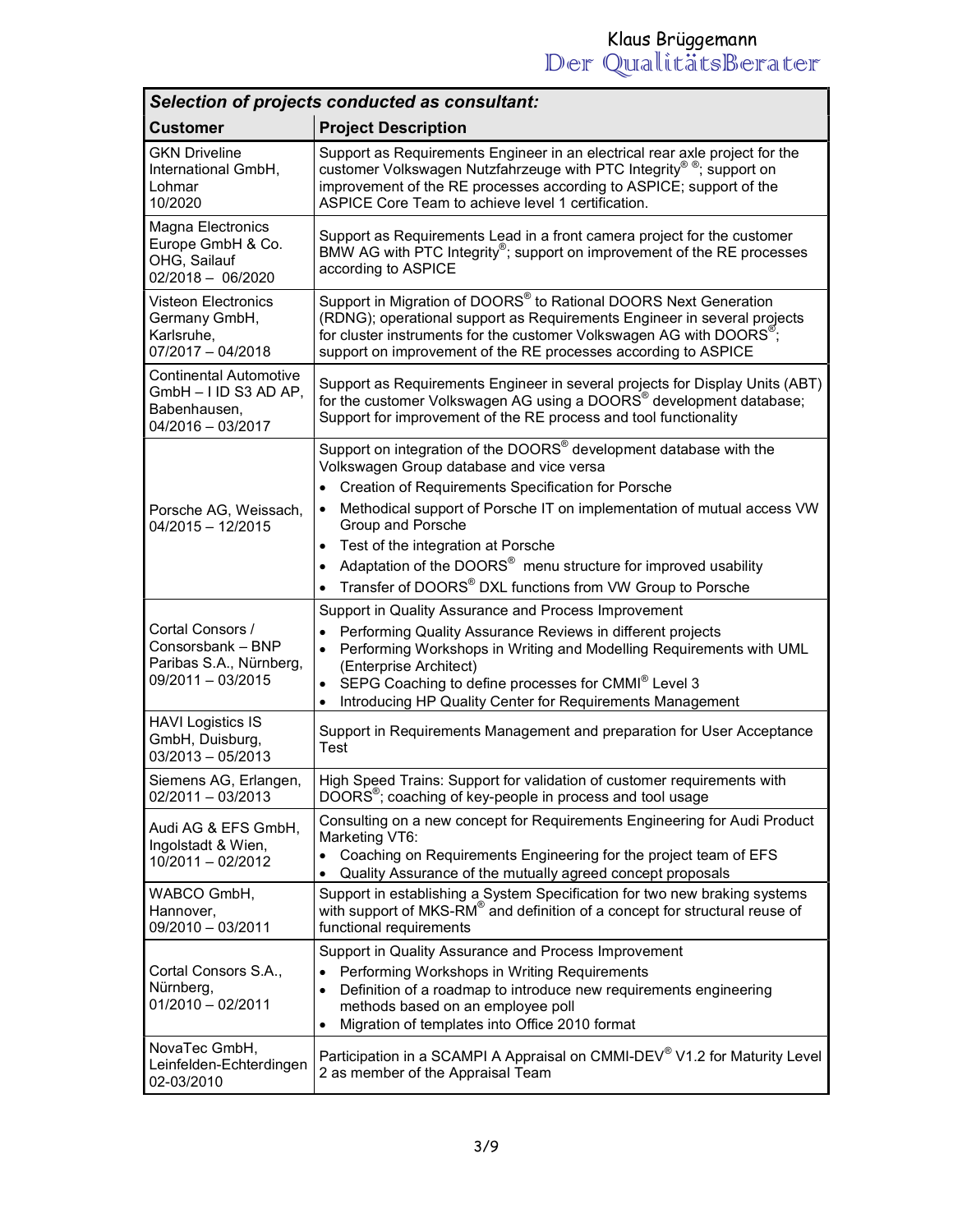| *Selection of projects conducted as consultant:* | |
|---|---|
| **Customer** | **Project Description** |
| GKN Driveline International GmbH, Lohmar 10/2020 | Support as Requirements Engineer in an electrical rear axle project for the customer Volkswagen Nutzfahrzeuge with PTC Integrity® ®; support on improvement of the RE processes according to ASPICE; support of the ASPICE Core Team to achieve level 1 certification. |
| Magna Electronics Europe GmbH & Co. OHG, Sailauf 02/2018 – 06/2020 | Support as Requirements Lead in a front camera project for the customer BMW AG with PTC Integrity®; support on improvement of the RE processes according to ASPICE |
| Visteon Electronics Germany GmbH, Karlsruhe, 07/2017 – 04/2018 | Support in Migration of DOORS® to Rational DOORS Next Generation (RDNG); operational support as Requirements Engineer in several projects for cluster instruments for the customer Volkswagen AG with DOORS®; support on improvement of the RE processes according to ASPICE |
| Continental Automotive GmbH – I ID S3 AD AP, Babenhausen, 04/2016 – 03/2017 | Support as Requirements Engineer in several projects for Display Units (ABT) for the customer Volkswagen AG using a DOORS® development database; Support for improvement of the RE process and tool functionality |
| Porsche AG, Weissach, 04/2015 – 12/2015 | Support on integration of the DOORS® development database with the Volkswagen Group database and vice versa<br>• Creation of Requirements Specification for Porsche<br>• Methodical support of Porsche IT on implementation of mutual access VW Group and Porsche<br>• Test of the integration at Porsche<br>• Adaptation of the DOORS® menu structure for improved usability<br>• Transfer of DOORS® DXL functions from VW Group to Porsche |
| Cortal Consors / Consorsbank – BNP Paribas S.A., Nürnberg, 09/2011 – 03/2015 | Support in Quality Assurance and Process Improvement<br>• Performing Quality Assurance Reviews in different projects<br>• Performing Workshops in Writing and Modelling Requirements with UML (Enterprise Architect)<br>• SEPG Coaching to define processes for CMMI® Level 3<br>• Introducing HP Quality Center for Requirements Management |
| HAVI Logistics IS GmbH, Duisburg, 03/2013 – 05/2013 | Support in Requirements Management and preparation for User Acceptance Test |
| Siemens AG, Erlangen, 02/2011 – 03/2013 | High Speed Trains: Support for validation of customer requirements with DOORS®; coaching of key-people in process and tool usage |
| Audi AG & EFS GmbH, Ingolstadt & Wien, 10/2011 – 02/2012 | Consulting on a new concept for Requirements Engineering for Audi Product Marketing VT6:<br>• Coaching on Requirements Engineering for the project team of EFS<br>• Quality Assurance of the mutually agreed concept proposals |
| WABCO GmbH, Hannover, 09/2010 – 03/2011 | Support in establishing a System Specification for two new braking systems with support of MKS-RM® and definition of a concept for structural reuse of functional requirements |
| Cortal Consors S.A., Nürnberg, 01/2010 – 02/2011 | Support in Quality Assurance and Process Improvement<br>• Performing Workshops in Writing Requirements<br>• Definition of a roadmap to introduce new requirements engineering methods based on an employee poll<br>• Migration of templates into Office 2010 format |
| NovaTec GmbH, Leinfelden-Echterdingen 02-03/2010 | Participation in a SCAMPI A Appraisal on CMMI-DEV® V1.2 for Maturity Level 2 as member of the Appraisal Team |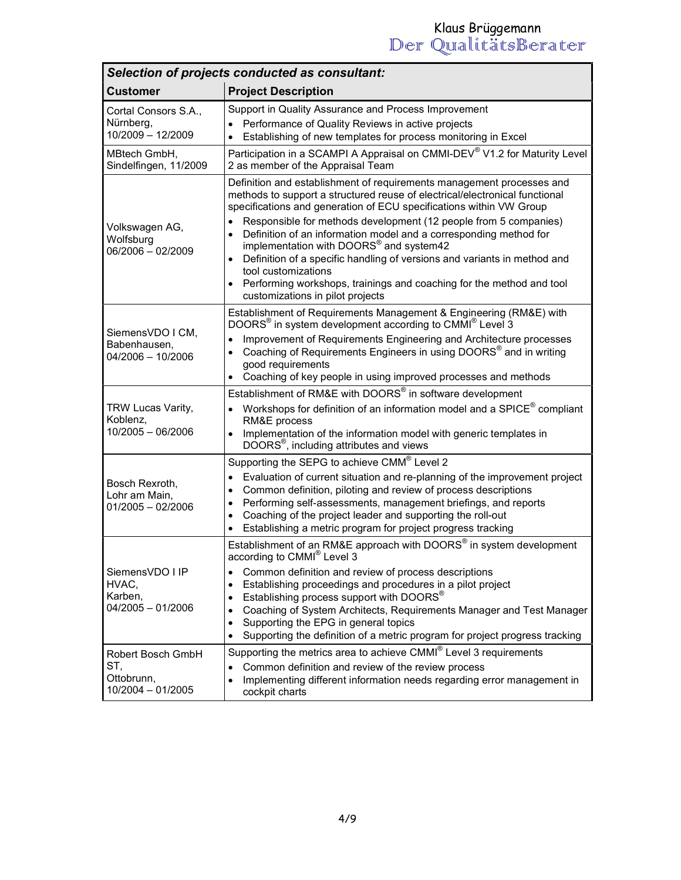| Selection of projects conducted as consultant: | |
|---|---|
| **Customer** | **Project Description** |
| Cortal Consors S.A., Nürnberg, 10/2009 – 12/2009 | Support in Quality Assurance and Process Improvement<br>• Performance of Quality Reviews in active projects<br>• Establishing of new templates for process monitoring in Excel |
| MBtech GmbH, Sindelfingen, 11/2009 | Participation in a SCAMPI A Appraisal on CMMI-DEV® V1.2 for Maturity Level 2 as member of the Appraisal Team |
| Volkswagen AG, Wolfsburg 06/2006 – 02/2009 | Definition and establishment of requirements management processes and methods to support a structured reuse of electrical/electronical functional specifications and generation of ECU specifications within VW Group<br>• Responsible for methods development (12 people from 5 companies)<br>• Definition of an information model and a corresponding method for implementation with DOORS® and system42<br>• Definition of a specific handling of versions and variants in method and tool customizations<br>• Performing workshops, trainings and coaching for the method and tool customizations in pilot projects |
| SiemensVDO I CM, Babenhausen, 04/2006 – 10/2006 | Establishment of Requirements Management & Engineering (RM&E) with DOORS® in system development according to CMMI® Level 3<br>• Improvement of Requirements Engineering and Architecture processes<br>• Coaching of Requirements Engineers in using DOORS® and in writing good requirements<br>• Coaching of key people in using improved processes and methods |
| TRW Lucas Varity, Koblenz, 10/2005 – 06/2006 | Establishment of RM&E with DOORS® in software development<br>• Workshops for definition of an information model and a SPICE® compliant RM&E process<br>• Implementation of the information model with generic templates in DOORS®, including attributes and views |
| Bosch Rexroth, Lohr am Main, 01/2005 – 02/2006 | Supporting the SEPG to achieve CMM® Level 2<br>• Evaluation of current situation and re-planning of the improvement project<br>• Common definition, piloting and review of process descriptions<br>• Performing self-assessments, management briefings, and reports<br>• Coaching of the project leader and supporting the roll-out<br>• Establishing a metric program for project progress tracking |
| SiemensVDO I IP HVAC, Karben, 04/2005 – 01/2006 | Establishment of an RM&E approach with DOORS® in system development according to CMMI® Level 3<br>• Common definition and review of process descriptions<br>• Establishing proceedings and procedures in a pilot project<br>• Establishing process support with DOORS®<br>• Coaching of System Architects, Requirements Manager and Test Manager<br>• Supporting the EPG in general topics<br>• Supporting the definition of a metric program for project progress tracking |
| Robert Bosch GmbH ST, Ottobrunn, 10/2004 – 01/2005 | Supporting the metrics area to achieve CMMI® Level 3 requirements<br>• Common definition and review of the review process<br>• Implementing different information needs regarding error management in cockpit charts |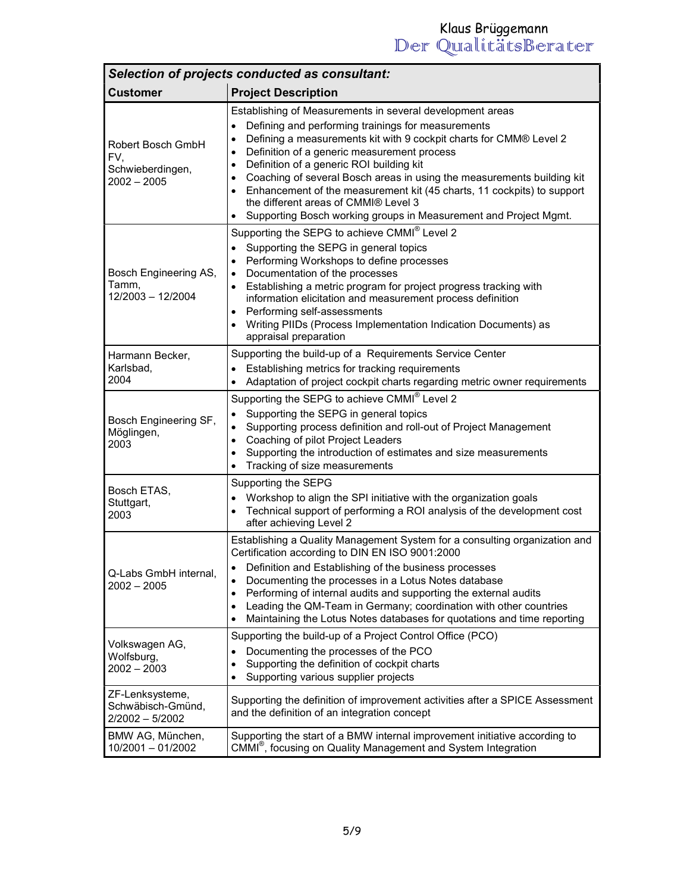| *Selection of projects conducted as consultant:* | |
|---|---|
| **Customer** | **Project Description** |
| Robert Bosch GmbH FV, Schwieberdingen, 2002 – 2005 | Establishing of Measurements in several development areas<br>• Defining and performing trainings for measurements<br>• Defining a measurements kit with 9 cockpit charts for CMM® Level 2<br>• Definition of a generic measurement process<br>• Definition of a generic ROI building kit<br>• Coaching of several Bosch areas in using the measurements building kit<br>• Enhancement of the measurement kit (45 charts, 11 cockpits) to support the different areas of CMMI® Level 3<br>• Supporting Bosch working groups in Measurement and Project Mgmt. |
| Bosch Engineering AS, Tamm, 12/2003 – 12/2004 | Supporting the SEPG to achieve CMMI® Level 2<br>• Supporting the SEPG in general topics<br>• Performing Workshops to define processes<br>• Documentation of the processes<br>• Establishing a metric program for project progress tracking with information elicitation and measurement process definition<br>• Performing self-assessments<br>• Writing PIIDs (Process Implementation Indication Documents) as appraisal preparation |
| Harmann Becker, Karlsbad, 2004 | Supporting the build-up of a Requirements Service Center<br>• Establishing metrics for tracking requirements<br>• Adaptation of project cockpit charts regarding metric owner requirements |
| Bosch Engineering SF, Möglingen, 2003 | Supporting the SEPG to achieve CMMI® Level 2<br>• Supporting the SEPG in general topics<br>• Supporting process definition and roll-out of Project Management<br>• Coaching of pilot Project Leaders<br>• Supporting the introduction of estimates and size measurements<br>• Tracking of size measurements |
| Bosch ETAS, Stuttgart, 2003 | Supporting the SEPG<br>• Workshop to align the SPI initiative with the organization goals<br>• Technical support of performing a ROI analysis of the development cost after achieving Level 2 |
| Q-Labs GmbH internal, 2002 – 2005 | Establishing a Quality Management System for a consulting organization and Certification according to DIN EN ISO 9001:2000<br>• Definition and Establishing of the business processes<br>• Documenting the processes in a Lotus Notes database<br>• Performing of internal audits and supporting the external audits<br>• Leading the QM-Team in Germany; coordination with other countries<br>• Maintaining the Lotus Notes databases for quotations and time reporting |
| Volkswagen AG, Wolfsburg, 2002 – 2003 | Supporting the build-up of a Project Control Office (PCO)<br>• Documenting the processes of the PCO<br>• Supporting the definition of cockpit charts<br>• Supporting various supplier projects |
| ZF-Lenksysteme, Schwäbisch-Gmünd, 2/2002 – 5/2002 | Supporting the definition of improvement activities after a SPICE Assessment and the definition of an integration concept |
| BMW AG, München, 10/2001 – 01/2002 | Supporting the start of a BMW internal improvement initiative according to CMMI®, focusing on Quality Management and System Integration |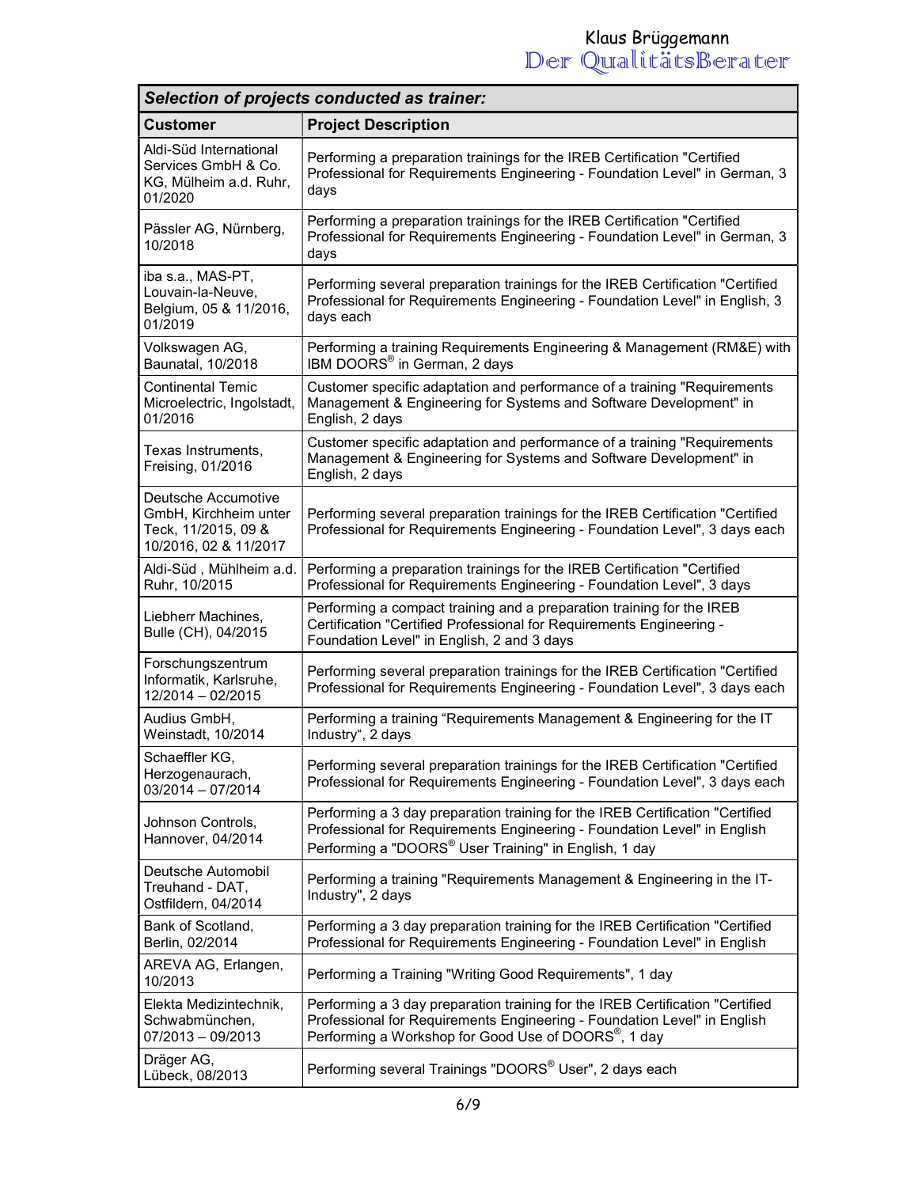| ***Selection of projects conducted as trainer:*** | |
|---|---|
| **Customer** | **Project Description** |
| Aldi-Süd International Services GmbH & Co. KG, Mülheim a.d. Ruhr, 01/2020 | Performing a preparation trainings for the IREB Certification "Certified Professional for Requirements Engineering - Foundation Level" in German, 3 days |
| Pässler AG, Nürnberg, 10/2018 | Performing a preparation trainings for the IREB Certification "Certified Professional for Requirements Engineering - Foundation Level" in German, 3 days |
| iba s.a., MAS-PT, Louvain-la-Neuve, Belgium, 05 & 11/2016, 01/2019 | Performing several preparation trainings for the IREB Certification "Certified Professional for Requirements Engineering - Foundation Level" in English, 3 days each |
| Volkswagen AG, Baunatal, 10/2018 | Performing a training Requirements Engineering & Management (RM&E) with IBM DOORS® in German, 2 days |
| Continental Temic Microelectric, Ingolstadt, 01/2016 | Customer specific adaptation and performance of a training "Requirements Management & Engineering for Systems and Software Development" in English, 2 days |
| Texas Instruments, Freising, 01/2016 | Customer specific adaptation and performance of a training "Requirements Management & Engineering for Systems and Software Development" in English, 2 days |
| Deutsche Accumotive GmbH, Kirchheim unter Teck, 11/2015, 09 & 10/2016, 02 & 11/2017 | Performing several preparation trainings for the IREB Certification "Certified Professional for Requirements Engineering - Foundation Level", 3 days each |
| Aldi-Süd , Mühlheim a.d. Ruhr, 10/2015 | Performing a preparation trainings for the IREB Certification "Certified Professional for Requirements Engineering - Foundation Level", 3 days |
| Liebherr Machines, Bulle (CH), 04/2015 | Performing a compact training and a preparation training for the IREB Certification "Certified Professional for Requirements Engineering - Foundation Level" in English, 2 and 3 days |
| Forschungszentrum Informatik, Karlsruhe, 12/2014 – 02/2015 | Performing several preparation trainings for the IREB Certification "Certified Professional for Requirements Engineering - Foundation Level", 3 days each |
| Audius GmbH, Weinstadt, 10/2014 | Performing a training “Requirements Management & Engineering for the IT Industry“, 2 days |
| Schaeffler KG, Herzogenaurach, 03/2014 – 07/2014 | Performing several preparation trainings for the IREB Certification "Certified Professional for Requirements Engineering - Foundation Level", 3 days each |
| Johnson Controls, Hannover, 04/2014 | Performing a 3 day preparation training for the IREB Certification "Certified Professional for Requirements Engineering - Foundation Level" in English<br>Performing a "DOORS® User Training" in English, 1 day |
| Deutsche Automobil Treuhand - DAT, Ostfildern, 04/2014 | Performing a training "Requirements Management & Engineering in the IT-Industry", 2 days |
| Bank of Scotland, Berlin, 02/2014 | Performing a 3 day preparation training for the IREB Certification "Certified Professional for Requirements Engineering - Foundation Level" in English |
| AREVA AG, Erlangen, 10/2013 | Performing a Training "Writing Good Requirements", 1 day |
| Elekta Medizintechnik, Schwabmünchen, 07/2013 – 09/2013 | Performing a 3 day preparation training for the IREB Certification "Certified Professional for Requirements Engineering - Foundation Level" in English<br>Performing a Workshop for Good Use of DOORS®, 1 day |
| Dräger AG, Lübeck, 08/2013 | Performing several Trainings "DOORS® User", 2 days each |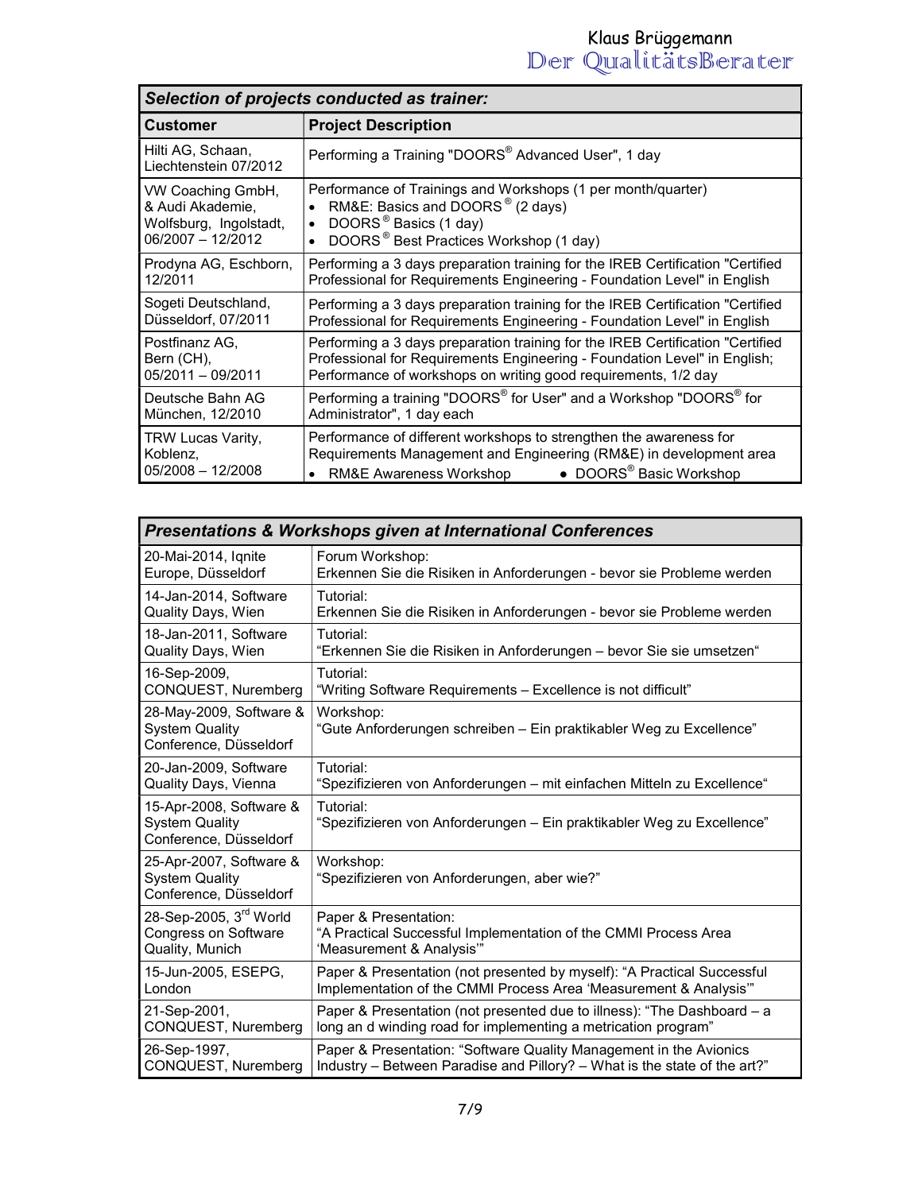| ***Selection of projects conducted as trainer:*** | |
|---|---|
| **Customer** | **Project Description** |
| Hilti AG, Schaan, Liechtenstein 07/2012 | Performing a Training "DOORS® Advanced User", 1 day |
| VW Coaching GmbH, & Audi Akademie, Wolfsburg, Ingolstadt, 06/2007 – 12/2012 | Performance of Trainings and Workshops (1 per month/quarter)<br>• RM&E: Basics and DOORS® (2 days)<br>• DOORS® Basics (1 day)<br>• DOORS® Best Practices Workshop (1 day) |
| Prodyna AG, Eschborn, 12/2011 | Performing a 3 days preparation training for the IREB Certification "Certified Professional for Requirements Engineering - Foundation Level" in English |
| Sogeti Deutschland, Düsseldorf, 07/2011 | Performing a 3 days preparation training for the IREB Certification "Certified Professional for Requirements Engineering - Foundation Level" in English |
| Postfinanz AG, Bern (CH), 05/2011 – 09/2011 | Performing a 3 days preparation training for the IREB Certification "Certified Professional for Requirements Engineering - Foundation Level" in English; Performance of workshops on writing good requirements, 1/2 day |
| Deutsche Bahn AG München, 12/2010 | Performing a training "DOORS® for User" and a Workshop "DOORS® for Administrator", 1 day each |
| TRW Lucas Varity, Koblenz, 05/2008 – 12/2008 | Performance of different workshops to strengthen the awareness for Requirements Management and Engineering (RM&E) in development area<br>• RM&E Awareness Workshop • DOORS® Basic Workshop |

| ***Presentations & Workshops given at International Conferences*** | |
|---|---|
| 20-Mai-2014, Iqnite Europe, Düsseldorf | Forum Workshop:<br>Erkennen Sie die Risiken in Anforderungen - bevor sie Probleme werden |
| 14-Jan-2014, Software Quality Days, Wien | Tutorial:<br>Erkennen Sie die Risiken in Anforderungen - bevor sie Probleme werden |
| 18-Jan-2011, Software Quality Days, Wien | Tutorial:<br>"Erkennen Sie die Risiken in Anforderungen – bevor Sie sie umsetzen" |
| 16-Sep-2009, CONQUEST, Nuremberg | Tutorial:<br>"Writing Software Requirements – Excellence is not difficult" |
| 28-May-2009, Software & System Quality Conference, Düsseldorf | Workshop:<br>"Gute Anforderungen schreiben – Ein praktikabler Weg zu Excellence" |
| 20-Jan-2009, Software Quality Days, Vienna | Tutorial:<br>"Spezifizieren von Anforderungen – mit einfachen Mitteln zu Excellence" |
| 15-Apr-2008, Software & System Quality Conference, Düsseldorf | Tutorial:<br>"Spezifizieren von Anforderungen – Ein praktikabler Weg zu Excellence" |
| 25-Apr-2007, Software & System Quality Conference, Düsseldorf | Workshop:<br>"Spezifizieren von Anforderungen, aber wie?" |
| 28-Sep-2005, 3rd World Congress on Software Quality, Munich | Paper & Presentation:<br>"A Practical Successful Implementation of the CMMI Process Area 'Measurement & Analysis'" |
| 15-Jun-2005, ESEPG, London | Paper & Presentation (not presented by myself): "A Practical Successful Implementation of the CMMI Process Area 'Measurement & Analysis'" |
| 21-Sep-2001, CONQUEST, Nuremberg | Paper & Presentation (not presented due to illness): "The Dashboard – a long an d winding road for implementing a metrication program" |
| 26-Sep-1997, CONQUEST, Nuremberg | Paper & Presentation: "Software Quality Management in the Avionics Industry – Between Paradise and Pillory? – What is the state of the art?" |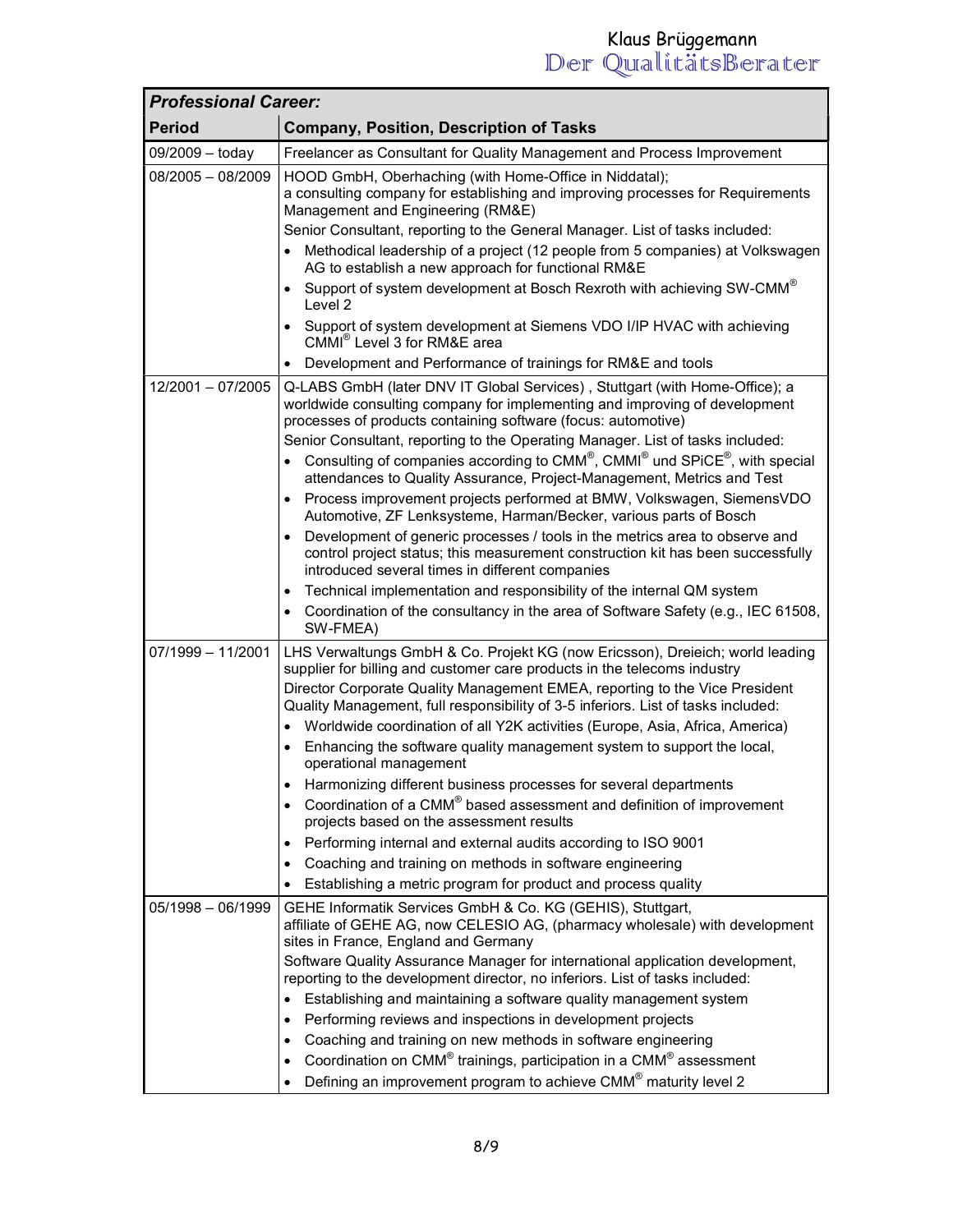| ***Professional Career:*** | |
|---|---|
| **Period** | **Company, Position, Description of Tasks** |
| 09/2009 – today | Freelancer as Consultant for Quality Management and Process Improvement |
| 08/2005 – 08/2009 | HOOD GmbH, Oberhaching (with Home-Office in Niddatal);<br>a consulting company for establishing and improving processes for Requirements Management and Engineering (RM&E)<br>Senior Consultant, reporting to the General Manager. List of tasks included:<br>• Methodical leadership of a project (12 people from 5 companies) at Volkswagen AG to establish a new approach for functional RM&E<br>• Support of system development at Bosch Rexroth with achieving SW-CMM® Level 2<br>• Support of system development at Siemens VDO I/IP HVAC with achieving CMMI® Level 3 for RM&E area<br>• Development and Performance of trainings for RM&E and tools |
| 12/2001 – 07/2005 | Q-LABS GmbH (later DNV IT Global Services) , Stuttgart (with Home-Office); a worldwide consulting company for implementing and improving of development processes of products containing software (focus: automotive)<br>Senior Consultant, reporting to the Operating Manager. List of tasks included:<br>• Consulting of companies according to CMM®, CMMI® und SPiCE®, with special attendances to Quality Assurance, Project-Management, Metrics and Test<br>• Process improvement projects performed at BMW, Volkswagen, SiemensVDO Automotive, ZF Lenksysteme, Harman/Becker, various parts of Bosch<br>• Development of generic processes / tools in the metrics area to observe and control project status; this measurement construction kit has been successfully introduced several times in different companies<br>• Technical implementation and responsibility of the internal QM system<br>• Coordination of the consultancy in the area of Software Safety (e.g., IEC 61508, SW-FMEA) |
| 07/1999 – 11/2001 | LHS Verwaltungs GmbH & Co. Projekt KG (now Ericsson), Dreieich; world leading supplier for billing and customer care products in the telecoms industry<br>Director Corporate Quality Management EMEA, reporting to the Vice President Quality Management, full responsibility of 3-5 inferiors. List of tasks included:<br>• Worldwide coordination of all Y2K activities (Europe, Asia, Africa, America)<br>• Enhancing the software quality management system to support the local, operational management<br>• Harmonizing different business processes for several departments<br>• Coordination of a CMM® based assessment and definition of improvement projects based on the assessment results<br>• Performing internal and external audits according to ISO 9001<br>• Coaching and training on methods in software engineering<br>• Establishing a metric program for product and process quality |
| 05/1998 – 06/1999 | GEHE Informatik Services GmbH & Co. KG (GEHIS), Stuttgart,<br>affiliate of GEHE AG, now CELESIO AG, (pharmacy wholesale) with development sites in France, England and Germany<br>Software Quality Assurance Manager for international application development, reporting to the development director, no inferiors. List of tasks included:<br>• Establishing and maintaining a software quality management system<br>• Performing reviews and inspections in development projects<br>• Coaching and training on new methods in software engineering<br>• Coordination on CMM® trainings, participation in a CMM® assessment<br>• Defining an improvement program to achieve CMM® maturity level 2 |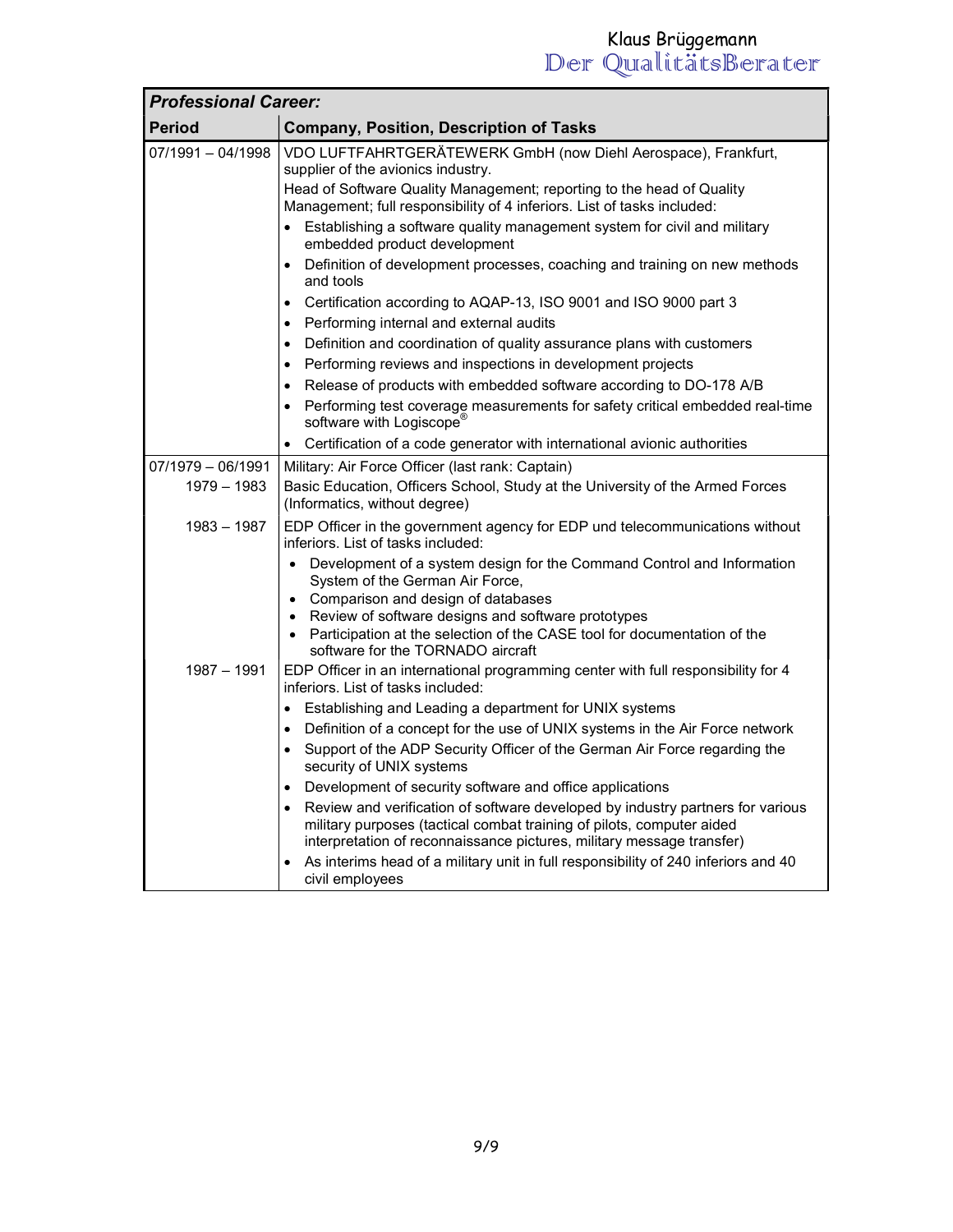| **Professional Career:** | |
| --- | --- |
| **Period** | **Company, Position, Description of Tasks** |
| 07/1991 – 04/1998 | VDO LUFTFAHRTGERÄTEWERK GmbH (now Diehl Aerospace), Frankfurt, supplier of the avionics industry.<br>Head of Software Quality Management; reporting to the head of Quality Management; full responsibility of 4 inferiors. List of tasks included:<br>• Establishing a software quality management system for civil and military embedded product development<br>• Definition of development processes, coaching and training on new methods and tools<br>• Certification according to AQAP-13, ISO 9001 and ISO 9000 part 3<br>• Performing internal and external audits<br>• Definition and coordination of quality assurance plans with customers<br>• Performing reviews and inspections in development projects<br>• Release of products with embedded software according to DO-178 A/B<br>• Performing test coverage measurements for safety critical embedded real-time software with Logiscope®<br>• Certification of a code generator with international avionic authorities |
| 07/1979 – 06/1991<br>1979 – 1983 | Military: Air Force Officer (last rank: Captain)<br>Basic Education, Officers School, Study at the University of the Armed Forces (Informatics, without degree) |
| 1983 – 1987 | EDP Officer in the government agency for EDP und telecommunications without inferiors. List of tasks included:<br>• Development of a system design for the Command Control and Information System of the German Air Force,<br>• Comparison and design of databases<br>• Review of software designs and software prototypes<br>• Participation at the selection of the CASE tool for documentation of the software for the TORNADO aircraft |
| 1987 – 1991 | EDP Officer in an international programming center with full responsibility for 4 inferiors. List of tasks included:<br>• Establishing and Leading a department for UNIX systems<br>• Definition of a concept for the use of UNIX systems in the Air Force network<br>• Support of the ADP Security Officer of the German Air Force regarding the security of UNIX systems<br>• Development of security software and office applications<br>• Review and verification of software developed by industry partners for various military purposes (tactical combat training of pilots, computer aided interpretation of reconnaissance pictures, military message transfer)<br>• As interims head of a military unit in full responsibility of 240 inferiors and 40 civil employees |